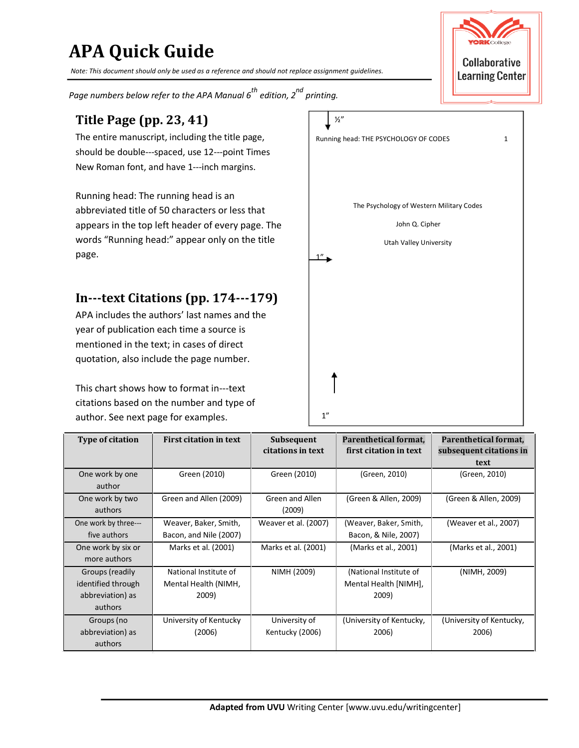# APA Quick Guide

*Note: This document should only be used as a reference and should not replace assignment guidelines.*

Collaborative Learning Center

*Page numbers below refer to the APA Manual 6th edition, 2nd printing.*

## Title Page (pp. 23, 41)

The entire manuscript, including the title page, should be double---spaced, use 12---point Times New Roman font, and have 1---inch margins.

Running head: The running head is an abbreviated title of 50 characters or less that appears in the top left header of every page. The words "Running head:" appear only on the title page.

½"

Running head: THE PSYCHOLOGY OF CODES 1

The Psychology of Western Military Codes

John Q. Cipher

Utah Valley University

1"

1"

## In---text Citations (pp. 174---179)

APA includes the authors' last names and the year of publication each time a source is mentioned in the text; in cases of direct quotation, also include the page number.

This chart shows how to format in---text citations based on the number and type of author. See next page for examples.

| Type of citation | First citation in text | Subsequent citations in text | Parenthetical format, first citation in text | Parenthetical format, subsequent citations in text |
|---|---|---|---|---|
| One work by one author | Green (2010) | Green (2010) | (Green, 2010) | (Green, 2010) |
| One work by two authors | Green and Allen (2009) | Green and Allen (2009) | (Green & Allen, 2009) | (Green & Allen, 2009) |
| One work by three--- five authors | Weaver, Baker, Smith, Bacon, and Nile (2007) | Weaver et al. (2007) | (Weaver, Baker, Smith, Bacon, & Nile, 2007) | (Weaver et al., 2007) |
| One work by six or more authors | Marks et al. (2001) | Marks et al. (2001) | (Marks et al., 2001) | (Marks et al., 2001) |
| Groups (readily identified through abbreviation) as authors | National Institute of Mental Health (NIMH, 2009) | NIMH (2009) | (National Institute of Mental Health [NIMH], 2009) | (NIMH, 2009) |
| Groups (no abbreviation) as authors | University of Kentucky (2006) | University of Kentucky (2006) | (University of Kentucky, 2006) | (University of Kentucky, 2006) |

**Adapted from UVU** Writing Center [www.uvu.edu/writingcenter]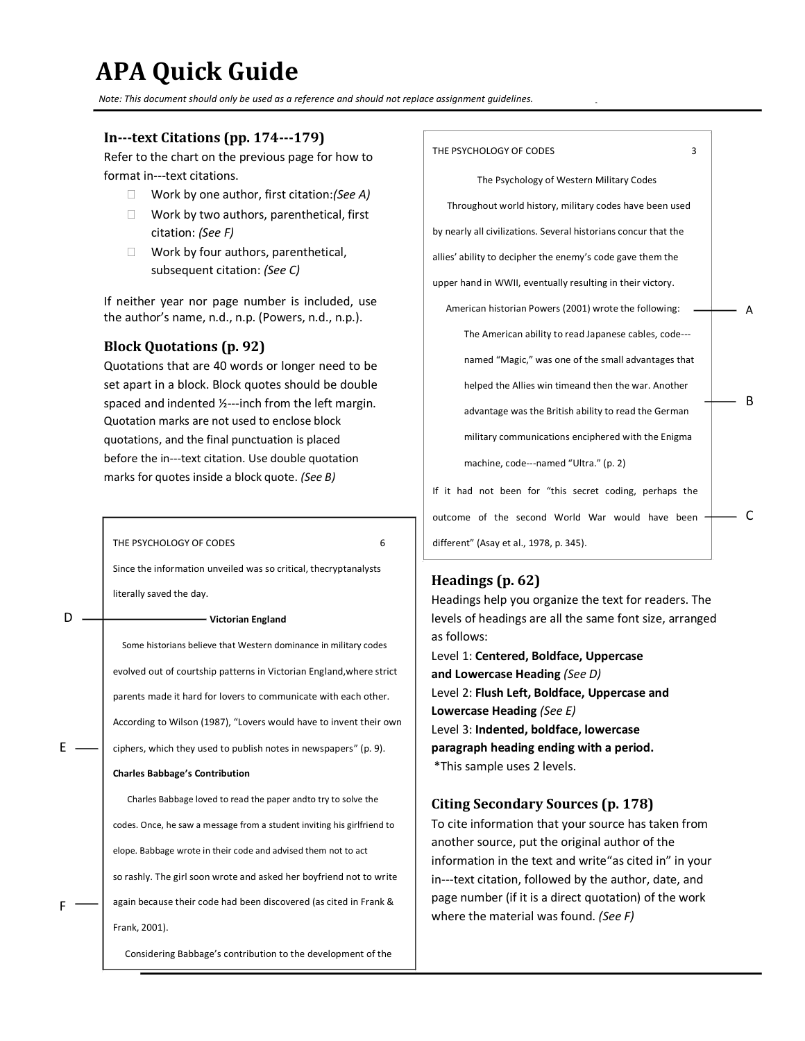# APA Quick Guide

*Note: This document should only be used as a reference and should not replace assignment guidelines.*

## In-text Citations (pp. 174-179)

Refer to the chart on the previous page for how to format in-text citations.

- Work by one author, first citation: *(See A)*
- Work by two authors, parenthetical, first citation: *(See F)*
- Work by four authors, parenthetical, subsequent citation: *(See C)*

If neither year nor page number is included, use the author's name, n.d., n.p. (Powers, n.d., n.p.).

## Block Quotations (p. 92)

Quotations that are 40 words or longer need to be set apart in a block. Block quotes should be double spaced and indented ½-inch from the left margin. Quotation marks are not used to enclose block quotations, and the final punctuation is placed before the in-text citation. Use double quotation marks for quotes inside a block quote. *(See B)*

> THE PSYCHOLOGY OF CODES 3
>
> The Psychology of Western Military Codes
>
> Throughout world history, military codes have been used by nearly all civilizations. Several historians concur that the allies' ability to decipher the enemy's code gave them the upper hand in WWII, eventually resulting in their victory.
>
> American historian Powers (2001) wrote the following: — **A**
>
> > The American ability to read Japanese cables, code-named "Magic," was one of the small advantages that helped the Allies win timeand then the war. Another advantage was the British ability to read the German military communications enciphered with the Enigma machine, code-named "Ultra." (p. 2) — **B**
>
> If it had not been for "this secret coding, perhaps the outcome of the second World War would have been different" (Asay et al., 1978, p. 345). — **C**

> THE PSYCHOLOGY OF CODES 6
>
> Since the information unveiled was so critical, thecryptanalysts literally saved the day.
>
> **Victorian England** — **D**
>
> Some historians believe that Western dominance in military codes evolved out of courtship patterns in Victorian England,where strict parents made it hard for lovers to communicate with each other. According to Wilson (1987), "Lovers would have to invent their own ciphers, which they used to publish notes in newspapers" (p. 9). — **E**
>
> **Charles Babbage's Contribution**
>
> Charles Babbage loved to read the paper andto try to solve the codes. Once, he saw a message from a student inviting his girlfriend to elope. Babbage wrote in their code and advised them not to act so rashly. The girl soon wrote and asked her boyfriend not to write again because their code had been discovered (as cited in Frank & Frank, 2001). — **F**
>
> Considering Babbage's contribution to the development of the

## Headings (p. 62)

Headings help you organize the text for readers. The levels of headings are all the same font size, arranged as follows:

Level 1: **Centered, Boldface, Uppercase and Lowercase Heading** *(See D)*

Level 2: **Flush Left, Boldface, Uppercase and Lowercase Heading** *(See E)*

Level 3: **Indented, boldface, lowercase paragraph heading ending with a period.**

*This sample uses 2 levels.

## Citing Secondary Sources (p. 178)

To cite information that your source has taken from another source, put the original author of the information in the text and write"as cited in" in your in-text citation, followed by the author, date, and page number (if it is a direct quotation) of the work where the material was found. *(See F)*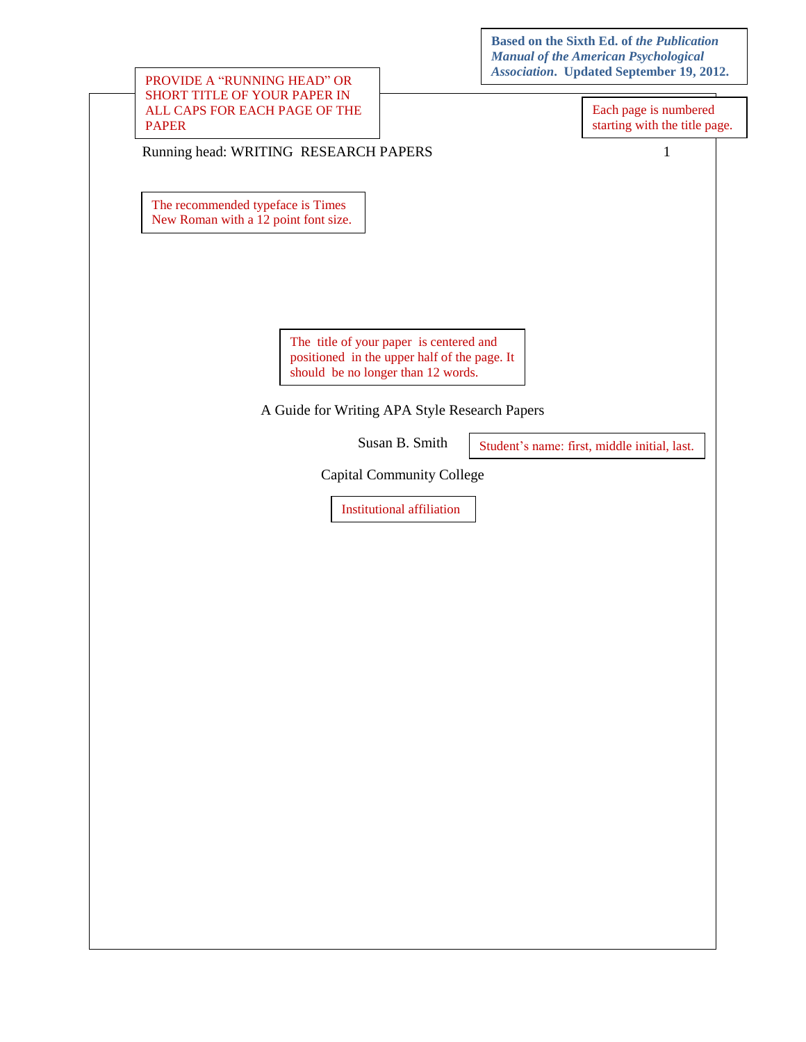Based on the Sixth Ed. of *the Publication Manual of the American Psychological Association*. Updated September 19, 2012.

PROVIDE A "RUNNING HEAD" OR SHORT TITLE OF YOUR PAPER IN ALL CAPS FOR EACH PAGE OF THE PAPER

Each page is numbered starting with the title page.

Running head: WRITING RESEARCH PAPERS

The recommended typeface is Times New Roman with a 12 point font size.

The title of your paper is centered and positioned in the upper half of the page. It should be no longer than 12 words.

A Guide for Writing APA Style Research Papers

Susan B. Smith

Student's name: first, middle initial, last.

Capital Community College

Institutional affiliation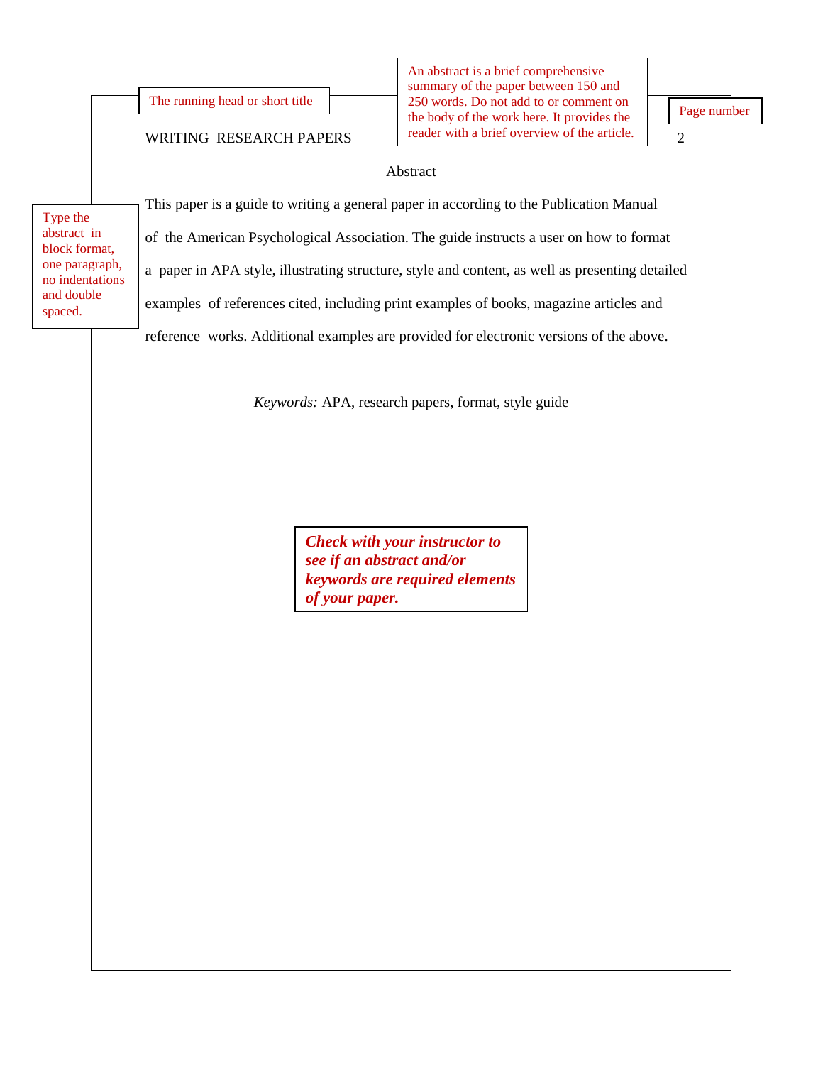The running head or short title

An abstract is a brief comprehensive summary of the paper between 150 and 250 words. Do not add to or comment on the body of the work here. It provides the reader with a brief overview of the article.

Page number

Abstract

Type the abstract in block format, one paragraph, no indentations and double spaced.

This paper is a guide to writing a general paper in according to the Publication Manual of the American Psychological Association. The guide instructs a user on how to format a paper in APA style, illustrating structure, style and content, as well as presenting detailed examples of references cited, including print examples of books, magazine articles and reference works. Additional examples are provided for electronic versions of the above.

*Keywords:* APA, research papers, format, style guide

***Check with your instructor to see if an abstract and/or keywords are required elements of your paper.***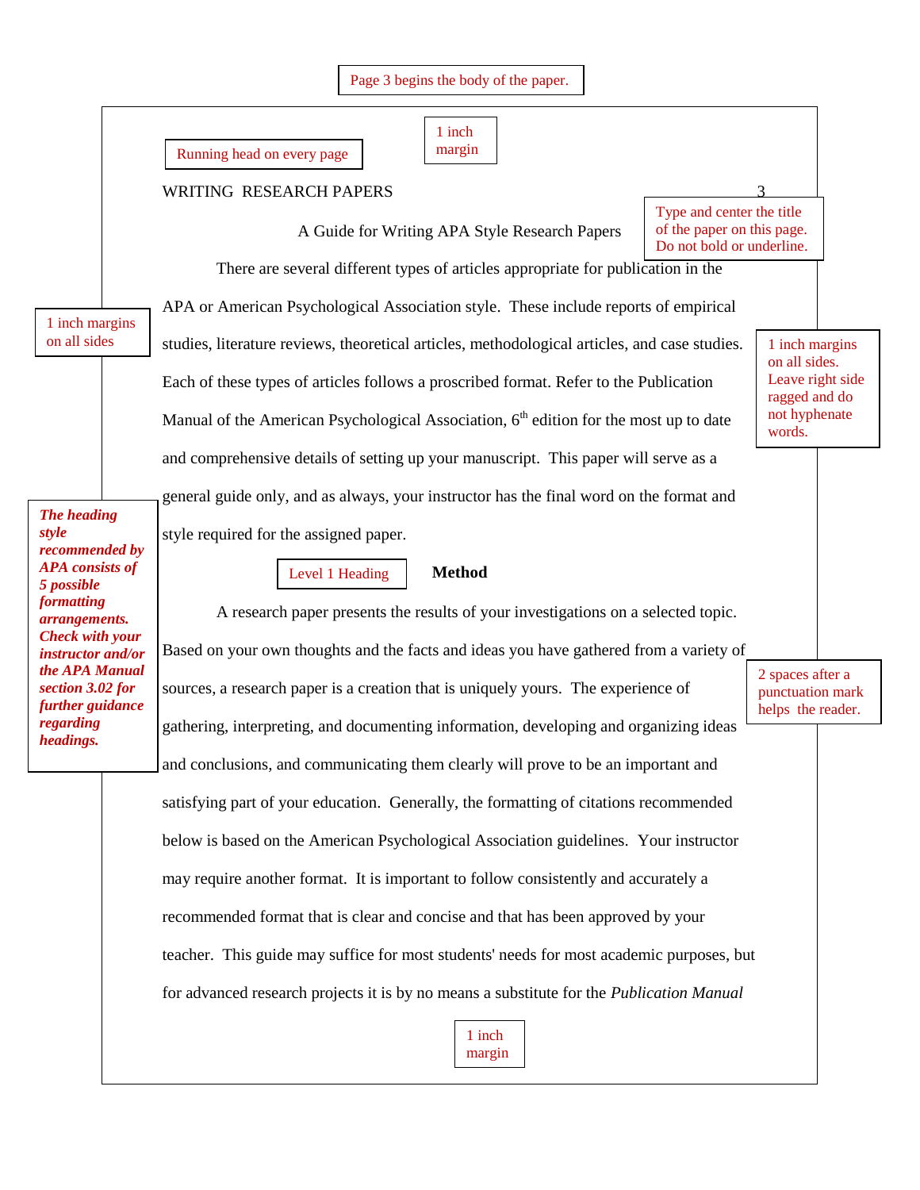Page 3 begins the body of the paper.

1 inch margin

Running head on every page

WRITING RESEARCH PAPERS

Type and center the title of the paper on this page. Do not bold or underline.

A Guide for Writing APA Style Research Papers

There are several different types of articles appropriate for publication in the APA or American Psychological Association style. These include reports of empirical studies, literature reviews, theoretical articles, methodological articles, and case studies. Each of these types of articles follows a proscribed format. Refer to the Publication Manual of the American Psychological Association, 6th edition for the most up to date and comprehensive details of setting up your manuscript. This paper will serve as a general guide only, and as always, your instructor has the final word on the format and style required for the assigned paper.

1 inch margins on all sides

1 inch margins on all sides. Leave right side ragged and do not hyphenate words.

***The heading style recommended by APA consists of 5 possible formatting arrangements. Check with your instructor and/or the APA Manual section 3.02 for further guidance regarding headings.***

Level 1 Heading

**Method**

A research paper presents the results of your investigations on a selected topic. Based on your own thoughts and the facts and ideas you have gathered from a variety of sources, a research paper is a creation that is uniquely yours. The experience of gathering, interpreting, and documenting information, developing and organizing ideas and conclusions, and communicating them clearly will prove to be an important and satisfying part of your education. Generally, the formatting of citations recommended below is based on the American Psychological Association guidelines. Your instructor may require another format. It is important to follow consistently and accurately a recommended format that is clear and concise and that has been approved by your teacher. This guide may suffice for most students' needs for most academic purposes, but for advanced research projects it is by no means a substitute for the *Publication Manual*

2 spaces after a punctuation mark helps the reader.

1 inch margin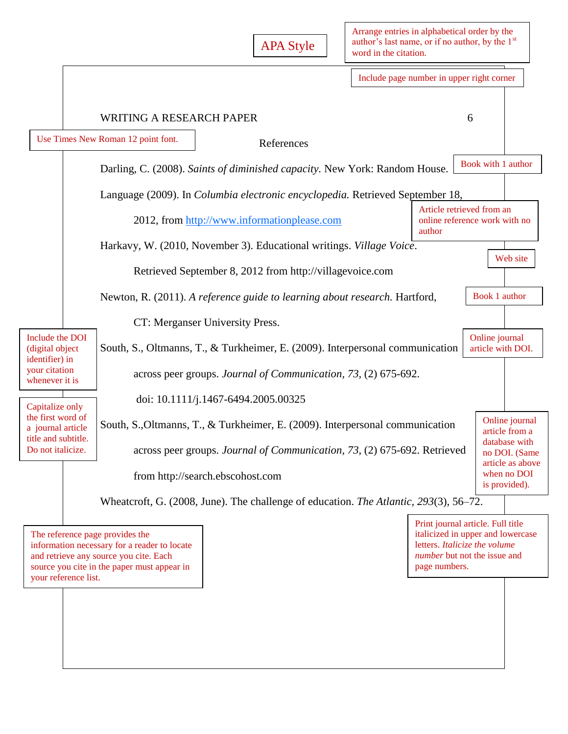APA Style

Arrange entries in alphabetical order by the author's last name, or if no author, by the 1st word in the citation.

Include page number in upper right corner

Use Times New Roman 12 point font.

References

Darling, C. (2008). *Saints of diminished capacity*. New York: Random House.

Book with 1 author

Language (2009). In *Columbia electronic encyclopedia.* Retrieved September 18, 2012, from http://www.informationplease.com

Article retrieved from an online reference work with no author

Harkavy, W. (2010, November 3). Educational writings. *Village Voice*. Retrieved September 8, 2012 from http://villagevoice.com

Web site

Newton, R. (2011). *A reference guide to learning about research.* Hartford, CT: Merganser University Press.

Book 1 author

Include the DOI (digital object identifier) in your citation whenever it is

South, S., Oltmanns, T., & Turkheimer, E. (2009). Interpersonal communication across peer groups. *Journal of Communication, 73,* (2) 675-692. doi: 10.1111/j.1467-6494.2005.00325

Online journal article with DOI.

Capitalize only the first word of a journal article title and subtitle. Do not italicize.

South, S.,Oltmanns, T., & Turkheimer, E. (2009). Interpersonal communication across peer groups. *Journal of Communication, 73,* (2) 675-692. Retrieved from http://search.ebscohost.com

Online journal article from a database with no DOI. (Same article as above when no DOI is provided).

Wheatcroft, G. (2008, June). The challenge of education. *The Atlantic*, *293*(3), 56–72.

The reference page provides the information necessary for a reader to locate and retrieve any source you cite. Each source you cite in the paper must appear in your reference list.

Print journal article. Full title italicized in upper and lowercase letters. *Italicize the volume number* but not the issue and page numbers.